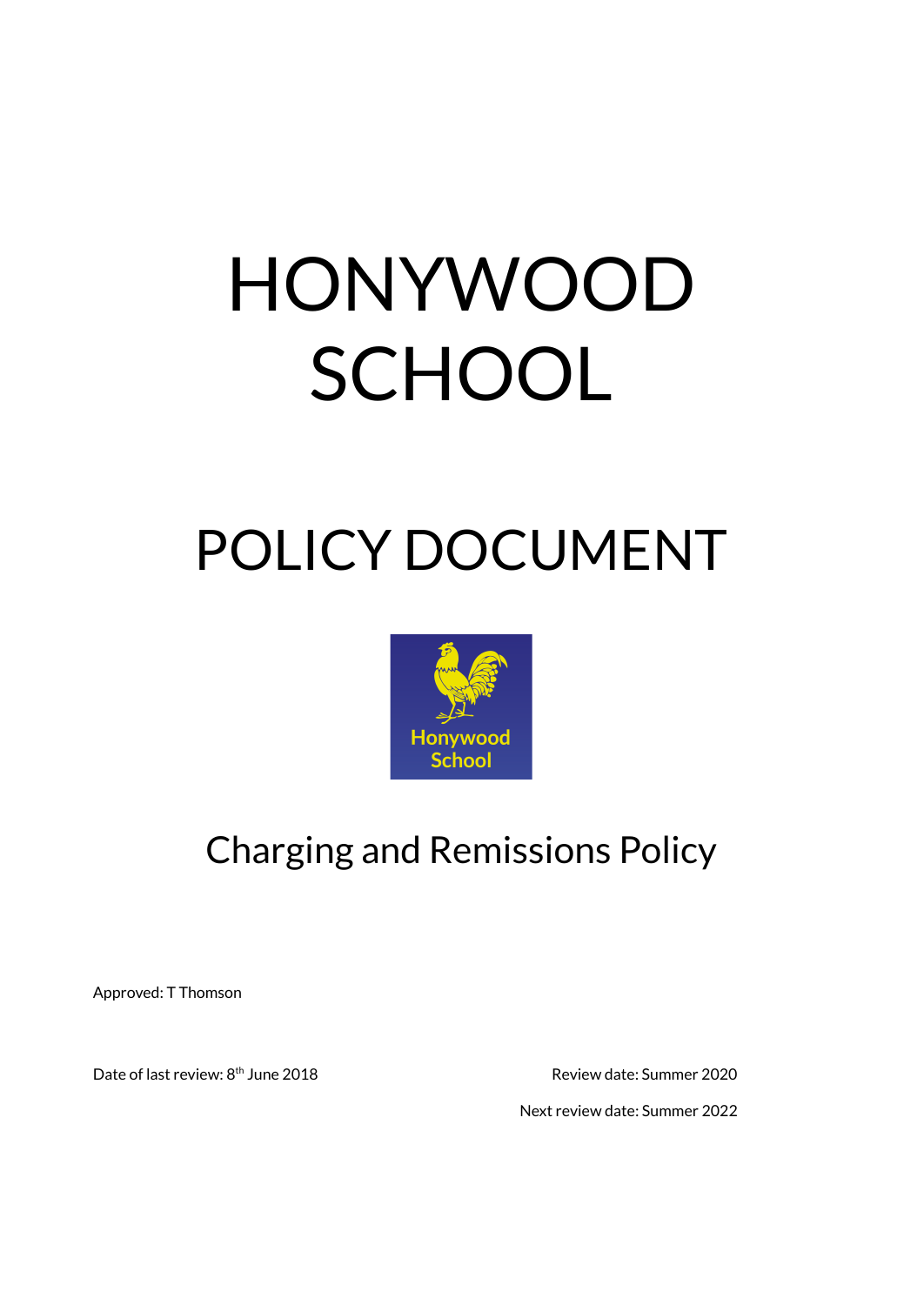# HONYWOOD SCHOOL

# POLICY DOCUMENT

## Charging and Remissions Policy

Approved: T Thomson

Date of last review: 8th June 2018

Review date: Summer 2020

Next review date: Summer 2022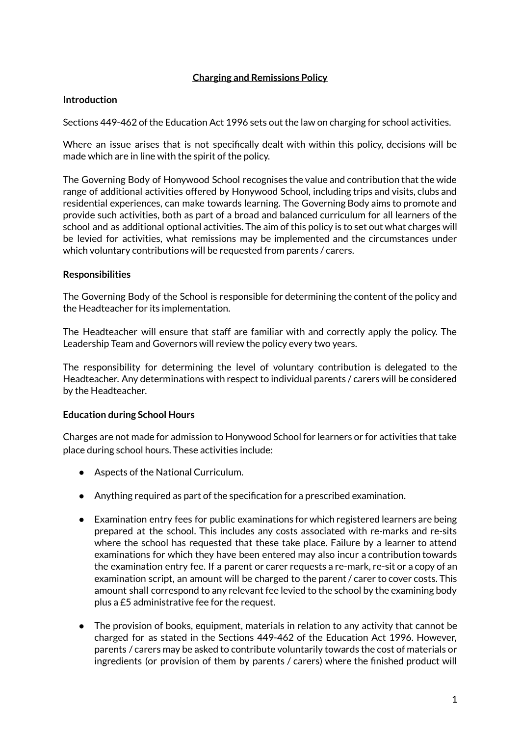**Charging and Remissions Policy**

**Introduction**

Sections 449-462 of the Education Act 1996 sets out the law on charging for school activities.

Where an issue arises that is not specifically dealt with within this policy, decisions will be made which are in line with the spirit of the policy.

The Governing Body of Honywood School recognises the value and contribution that the wide range of additional activities offered by Honywood School, including trips and visits, clubs and residential experiences, can make towards learning. The Governing Body aims to promote and provide such activities, both as part of a broad and balanced curriculum for all learners of the school and as additional optional activities. The aim of this policy is to set out what charges will be levied for activities, what remissions may be implemented and the circumstances under which voluntary contributions will be requested from parents / carers.

**Responsibilities**

The Governing Body of the School is responsible for determining the content of the policy and the Headteacher for its implementation.

The Headteacher will ensure that staff are familiar with and correctly apply the policy. The Leadership Team and Governors will review the policy every two years.

The responsibility for determining the level of voluntary contribution is delegated to the Headteacher. Any determinations with respect to individual parents / carers will be considered by the Headteacher.

**Education during School Hours**

Charges are not made for admission to Honywood School for learners or for activities that take place during school hours. These activities include:

- Aspects of the National Curriculum.
- Anything required as part of the specification for a prescribed examination.
- Examination entry fees for public examinations for which registered learners are being prepared at the school. This includes any costs associated with re-marks and re-sits where the school has requested that these take place. Failure by a learner to attend examinations for which they have been entered may also incur a contribution towards the examination entry fee. If a parent or carer requests a re-mark, re-sit or a copy of an examination script, an amount will be charged to the parent / carer to cover costs. This amount shall correspond to any relevant fee levied to the school by the examining body plus a £5 administrative fee for the request.
- The provision of books, equipment, materials in relation to any activity that cannot be charged for as stated in the Sections 449-462 of the Education Act 1996. However, parents / carers may be asked to contribute voluntarily towards the cost of materials or ingredients (or provision of them by parents / carers) where the finished product will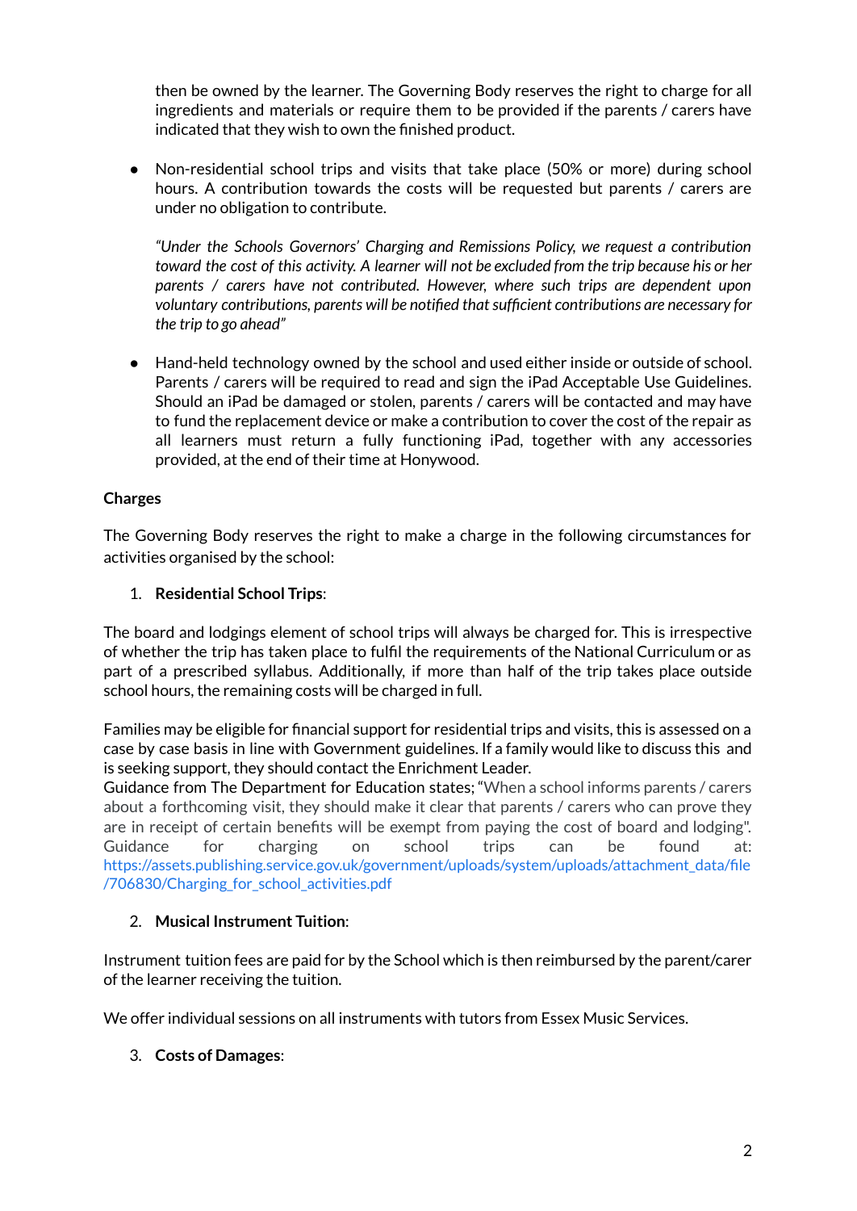then be owned by the learner. The Governing Body reserves the right to charge for all ingredients and materials or require them to be provided if the parents / carers have indicated that they wish to own the finished product.

- Non-residential school trips and visits that take place (50% or more) during school hours. A contribution towards the costs will be requested but parents / carers are under no obligation to contribute.

  *"Under the Schools Governors' Charging and Remissions Policy, we request a contribution toward the cost of this activity. A learner will not be excluded from the trip because his or her parents / carers have not contributed. However, where such trips are dependent upon voluntary contributions, parents will be notified that sufficient contributions are necessary for the trip to go ahead"*

- Hand-held technology owned by the school and used either inside or outside of school. Parents / carers will be required to read and sign the iPad Acceptable Use Guidelines. Should an iPad be damaged or stolen, parents / carers will be contacted and may have to fund the replacement device or make a contribution to cover the cost of the repair as all learners must return a fully functioning iPad, together with any accessories provided, at the end of their time at Honywood.

**Charges**

The Governing Body reserves the right to make a charge in the following circumstances for activities organised by the school:

1. **Residential School Trips**:

The board and lodgings element of school trips will always be charged for. This is irrespective of whether the trip has taken place to fulfil the requirements of the National Curriculum or as part of a prescribed syllabus. Additionally, if more than half of the trip takes place outside school hours, the remaining costs will be charged in full.

Families may be eligible for financial support for residential trips and visits, this is assessed on a case by case basis in line with Government guidelines. If a family would like to discuss this and is seeking support, they should contact the Enrichment Leader.
Guidance from The Department for Education states; "When a school informs parents / carers about a forthcoming visit, they should make it clear that parents / carers who can prove they are in receipt of certain benefits will be exempt from paying the cost of board and lodging". Guidance for charging on school trips can be found at: https://assets.publishing.service.gov.uk/government/uploads/system/uploads/attachment_data/file/706830/Charging_for_school_activities.pdf

2. **Musical Instrument Tuition**:

Instrument tuition fees are paid for by the School which is then reimbursed by the parent/carer of the learner receiving the tuition.

We offer individual sessions on all instruments with tutors from Essex Music Services.

3. **Costs of Damages**: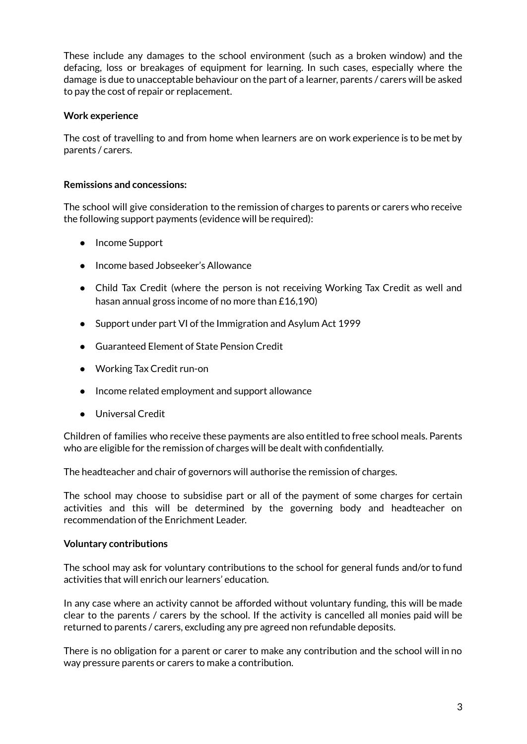These include any damages to the school environment (such as a broken window) and the defacing, loss or breakages of equipment for learning. In such cases, especially where the damage is due to unacceptable behaviour on the part of a learner, parents / carers will be asked to pay the cost of repair or replacement.

**Work experience**

The cost of travelling to and from home when learners are on work experience is to be met by parents / carers.

**Remissions and concessions:**

The school will give consideration to the remission of charges to parents or carers who receive the following support payments (evidence will be required):

- Income Support
- Income based Jobseeker's Allowance
- Child Tax Credit (where the person is not receiving Working Tax Credit as well and hasan annual gross income of no more than £16,190)
- Support under part VI of the Immigration and Asylum Act 1999
- Guaranteed Element of State Pension Credit
- Working Tax Credit run-on
- Income related employment and support allowance
- Universal Credit

Children of families who receive these payments are also entitled to free school meals. Parents who are eligible for the remission of charges will be dealt with confidentially.

The headteacher and chair of governors will authorise the remission of charges.

The school may choose to subsidise part or all of the payment of some charges for certain activities and this will be determined by the governing body and headteacher on recommendation of the Enrichment Leader.

**Voluntary contributions**

The school may ask for voluntary contributions to the school for general funds and/or to fund activities that will enrich our learners' education.

In any case where an activity cannot be afforded without voluntary funding, this will be made clear to the parents / carers by the school. If the activity is cancelled all monies paid will be returned to parents / carers, excluding any pre agreed non refundable deposits.

There is no obligation for a parent or carer to make any contribution and the school will in no way pressure parents or carers to make a contribution.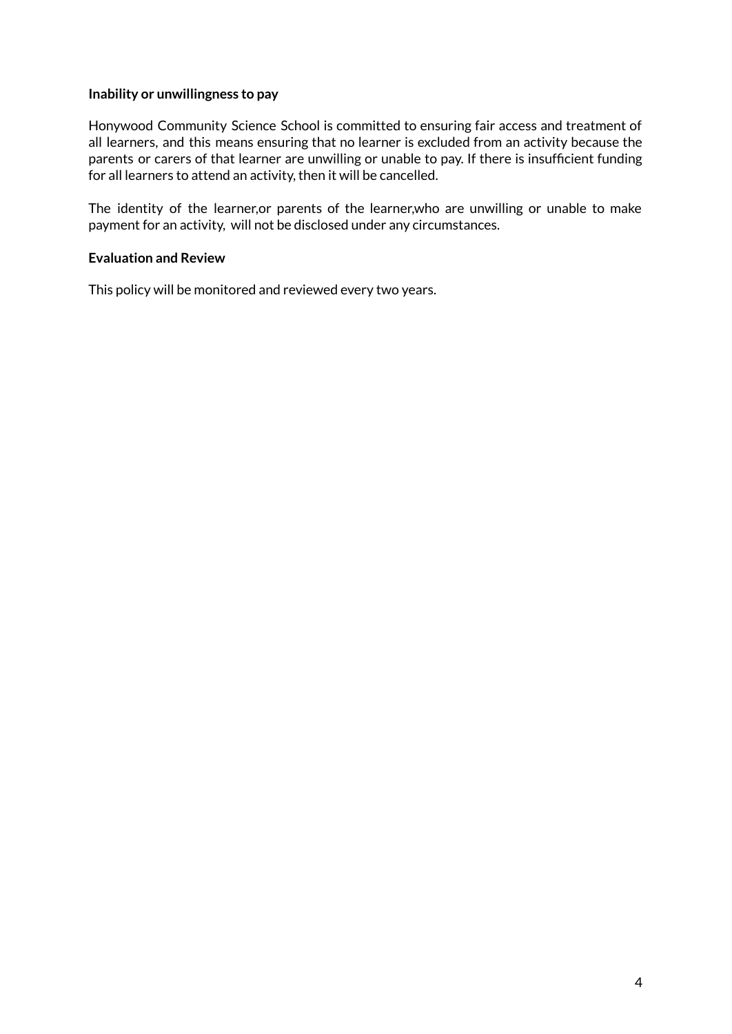**Inability or unwillingness to pay**

Honywood Community Science School is committed to ensuring fair access and treatment of all learners, and this means ensuring that no learner is excluded from an activity because the parents or carers of that learner are unwilling or unable to pay. If there is insufficient funding for all learners to attend an activity, then it will be cancelled.

The identity of the learner,or parents of the learner,who are unwilling or unable to make payment for an activity, will not be disclosed under any circumstances.

**Evaluation and Review**

This policy will be monitored and reviewed every two years.